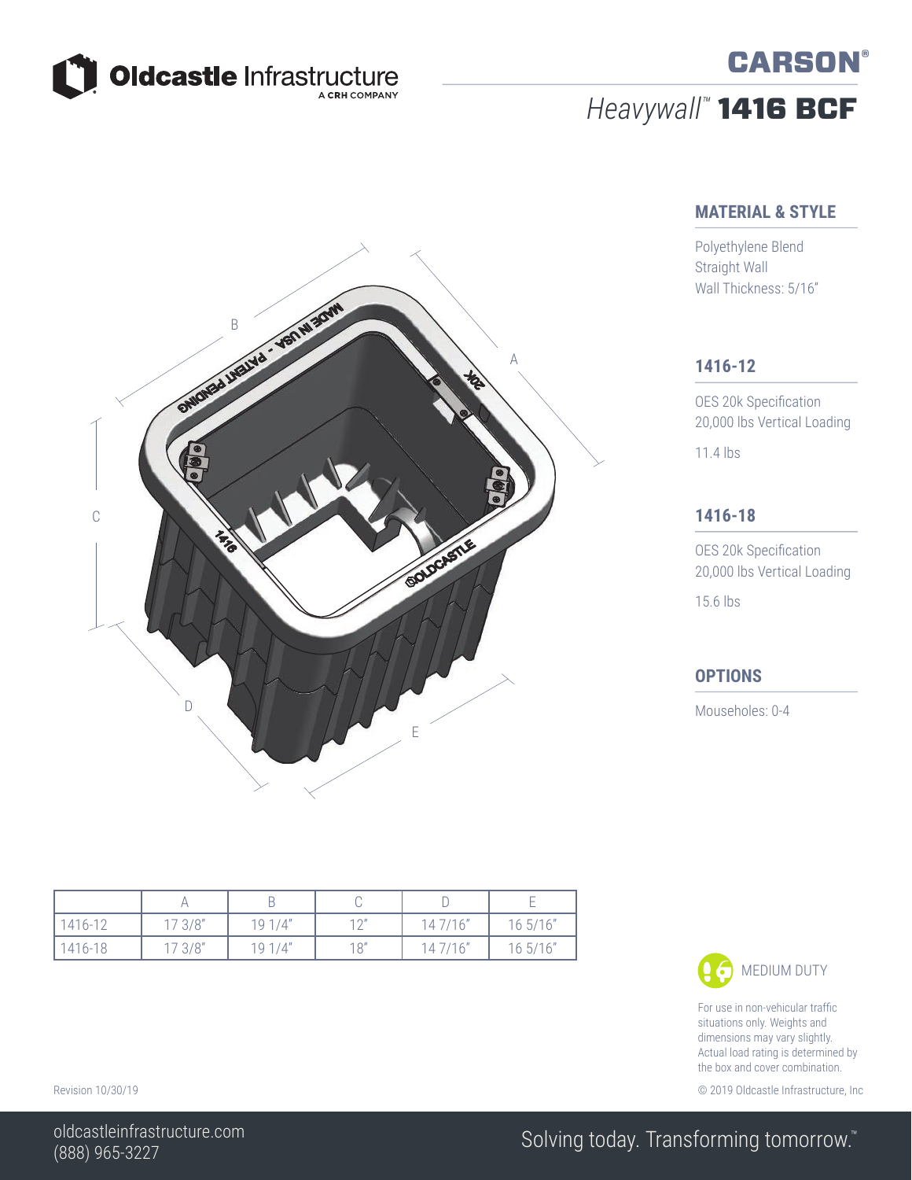Oldcastle Infrastructure
A CRH COMPANY

# CARSON®

## *Heavywall™* 1416 BCF

### MATERIAL & STYLE

Polyethylene Blend
Straight Wall
Wall Thickness: 5/16"

### 1416-12

OES 20k Specification
20,000 lbs Vertical Loading

11.4 lbs

### 1416-18

OES 20k Specification
20,000 lbs Vertical Loading

15.6 lbs

### OPTIONS

Mouseholes: 0-4

| | A | B | C | D | E |
|---|---|---|---|---|---|
| 1416-12 | 17 3/8" | 19 1/4" | 12" | 14 7/16" | 16 5/16" |
| 1416-18 | 17 3/8" | 19 1/4" | 18" | 14 7/16" | 16 5/16" |

MEDIUM DUTY

For use in non-vehicular traffic situations only. Weights and dimensions may vary slightly. Actual load rating is determined by the box and cover combination.

Revision 10/30/19

© 2019 Oldcastle Infrastructure, Inc

oldcastleinfrastructure.com
(888) 965-3227

Solving today. Transforming tomorrow.™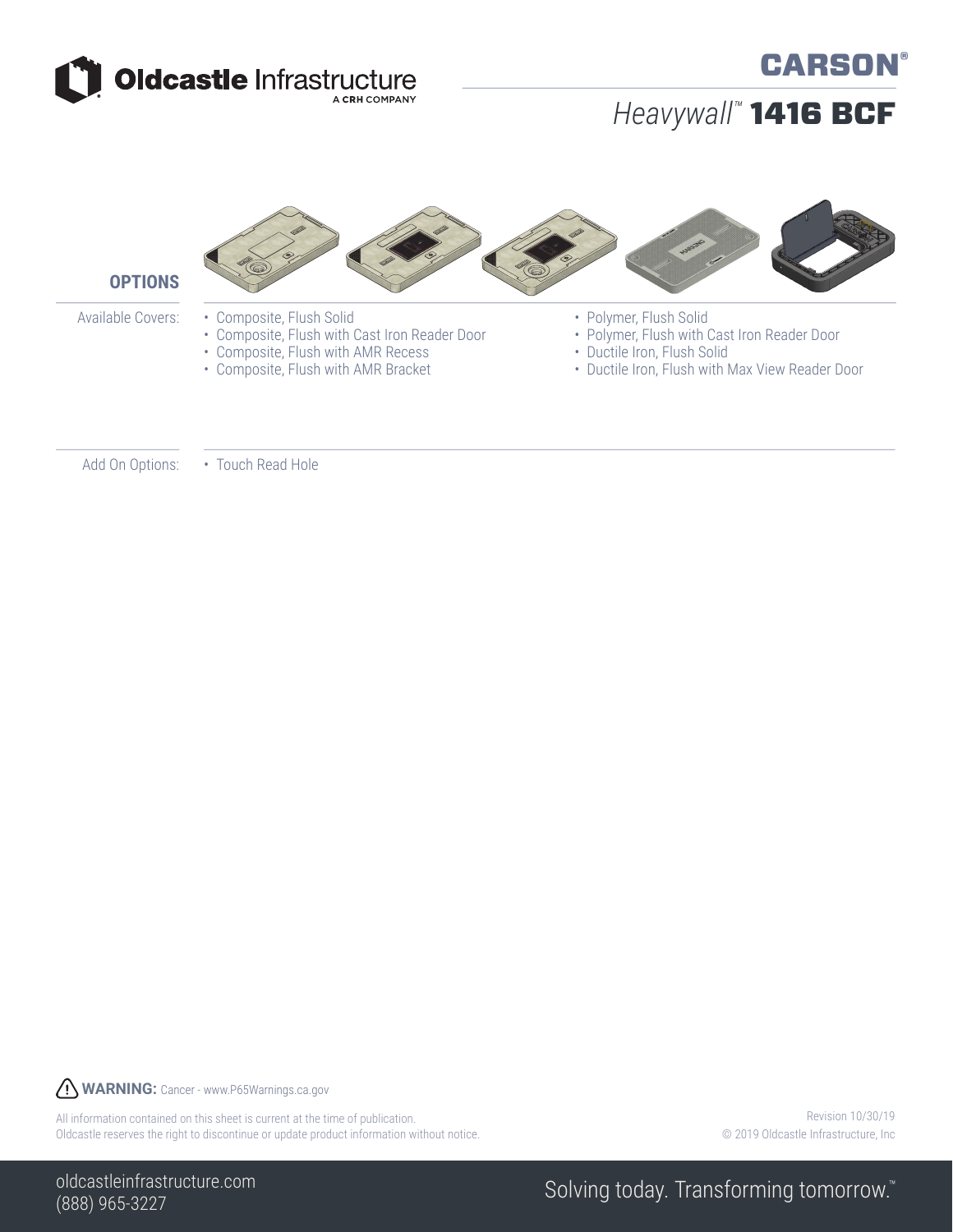## OPTIONS

Available Covers:

- Composite, Flush Solid
- Composite, Flush with Cast Iron Reader Door
- Composite, Flush with AMR Recess
- Composite, Flush with AMR Bracket
- Polymer, Flush Solid
- Polymer, Flush with Cast Iron Reader Door
- Ductile Iron, Flush Solid
- Ductile Iron, Flush with Max View Reader Door

Add On Options:

- Touch Read Hole

**WARNING:** Cancer - www.P65Warnings.ca.gov

All information contained on this sheet is current at the time of publication.
Oldcastle reserves the right to discontinue or update product information without notice.

Revision 10/30/19
© 2019 Oldcastle Infrastructure, Inc

oldcastleinfrastructure.com
(888) 965-3227

Solving today. Transforming tomorrow.™